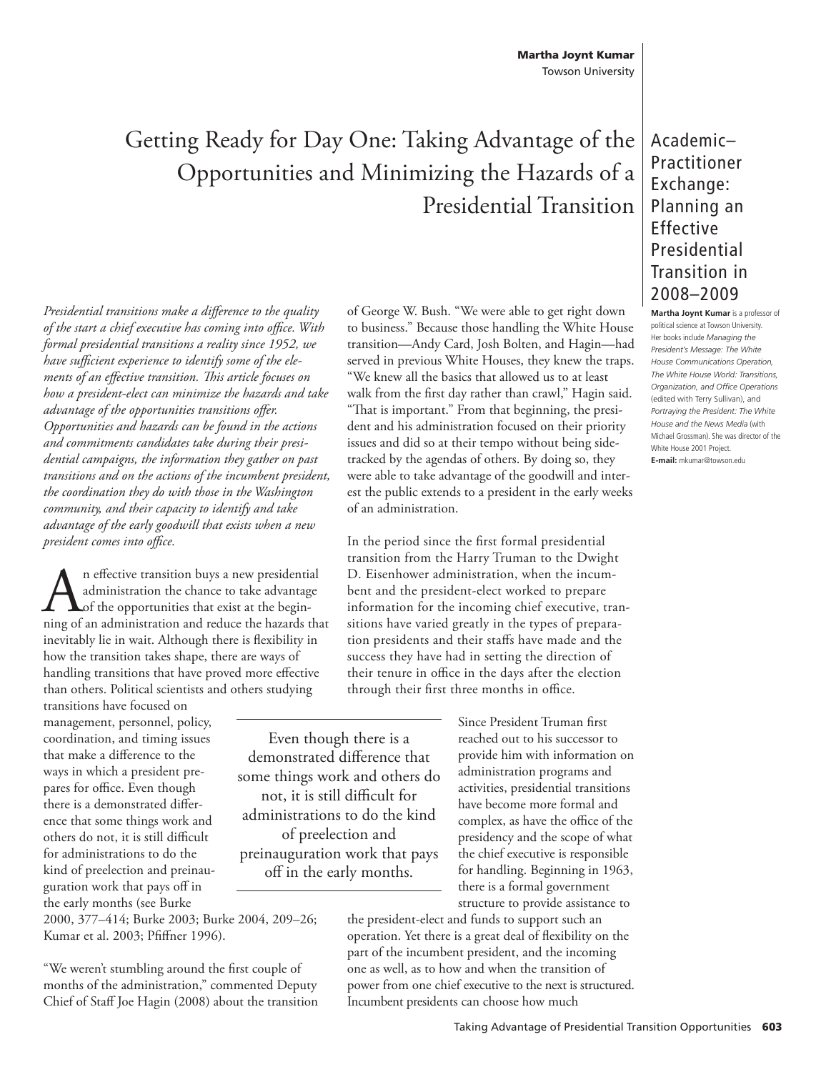Martha Joynt Kumar
Towson University

# Getting Ready for Day One: Taking Advantage of the Opportunities and Minimizing the Hazards of a Presidential Transition

Academic–Practitioner Exchange: Planning an Effective Presidential Transition in 2008–2009

**Martha Joynt Kumar** is a professor of political science at Towson University. Her books include *Managing the President's Message: The White House Communications Operation*, *The White House World: Transitions, Organization, and Office Operations* (edited with Terry Sullivan), and *Portraying the President: The White House and the News Media* (with Michael Grossman). She was director of the White House 2001 Project.
**E-mail:** mkumar@towson.edu

*Presidential transitions make a difference to the quality of the start a chief executive has coming into office. With formal presidential transitions a reality since 1952, we have sufficient experience to identify some of the elements of an effective transition. This article focuses on how a president-elect can minimize the hazards and take advantage of the opportunities transitions offer. Opportunities and hazards can be found in the actions and commitments candidates take during their presidential campaigns, the information they gather on past transitions and on the actions of the incumbent president, the coordination they do with those in the Washington community, and their capacity to identify and take advantage of the early goodwill that exists when a new president comes into office.*

An effective transition buys a new presidential administration the chance to take advantage of the opportunities that exist at the beginning of an administration and reduce the hazards that inevitably lie in wait. Although there is flexibility in how the transition takes shape, there are ways of handling transitions that have proved more effective than others. Political scientists and others studying transitions have focused on management, personnel, policy, coordination, and timing issues that make a difference to the ways in which a president prepares for office. Even though there is a demonstrated difference that some things work and others do not, it is still difficult for administrations to do the kind of preelection and preinauguration work that pays off in the early months (see Burke 2000, 377–414; Burke 2003; Burke 2004, 209–26; Kumar et al. 2003; Pfiffner 1996).

> Even though there is a demonstrated difference that some things work and others do not, it is still difficult for administrations to do the kind of preelection and preinauguration work that pays off in the early months.

"We weren't stumbling around the first couple of months of the administration," commented Deputy Chief of Staff Joe Hagin (2008) about the transition of George W. Bush. "We were able to get right down to business." Because those handling the White House transition—Andy Card, Josh Bolten, and Hagin—had served in previous White Houses, they knew the traps. "We knew all the basics that allowed us to at least walk from the first day rather than crawl," Hagin said. "That is important." From that beginning, the president and his administration focused on their priority issues and did so at their tempo without being sidetracked by the agendas of others. By doing so, they were able to take advantage of the goodwill and interest the public extends to a president in the early weeks of an administration.

In the period since the first formal presidential transition from the Harry Truman to the Dwight D. Eisenhower administration, when the incumbent and the president-elect worked to prepare information for the incoming chief executive, transitions have varied greatly in the types of preparation presidents and their staffs have made and the success they have had in setting the direction of their tenure in office in the days after the election through their first three months in office.

Since President Truman first reached out to his successor to provide him with information on administration programs and activities, presidential transitions have become more formal and complex, as have the office of the presidency and the scope of what the chief executive is responsible for handling. Beginning in 1963, there is a formal government structure to provide assistance to the president-elect and funds to support such an operation. Yet there is a great deal of flexibility on the part of the incumbent president, and the incoming one as well, as to how and when the transition of power from one chief executive to the next is structured. Incumbent presidents can choose how much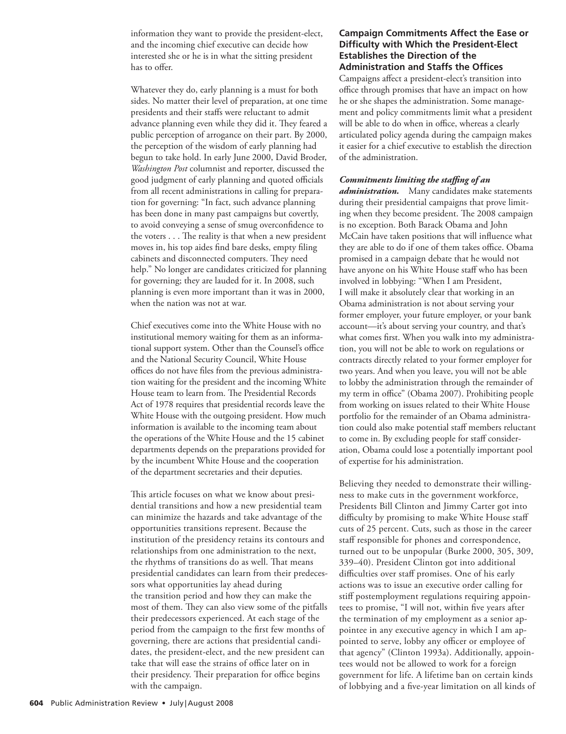information they want to provide the president-elect, and the incoming chief executive can decide how interested she or he is in what the sitting president has to offer.

Whatever they do, early planning is a must for both sides. No matter their level of preparation, at one time presidents and their staffs were reluctant to admit advance planning even while they did it. They feared a public perception of arrogance on their part. By 2000, the perception of the wisdom of early planning had begun to take hold. In early June 2000, David Broder, *Washington Post* columnist and reporter, discussed the good judgment of early planning and quoted officials from all recent administrations in calling for preparation for governing: "In fact, such advance planning has been done in many past campaigns but covertly, to avoid conveying a sense of smug overconfidence to the voters . . . The reality is that when a new president moves in, his top aides find bare desks, empty filing cabinets and disconnected computers. They need help." No longer are candidates criticized for planning for governing; they are lauded for it. In 2008, such planning is even more important than it was in 2000, when the nation was not at war.

Chief executives come into the White House with no institutional memory waiting for them as an informational support system. Other than the Counsel's office and the National Security Council, White House offices do not have files from the previous administration waiting for the president and the incoming White House team to learn from. The Presidential Records Act of 1978 requires that presidential records leave the White House with the outgoing president. How much information is available to the incoming team about the operations of the White House and the 15 cabinet departments depends on the preparations provided for by the incumbent White House and the cooperation of the department secretaries and their deputies.

This article focuses on what we know about presidential transitions and how a new presidential team can minimize the hazards and take advantage of the opportunities transitions represent. Because the institution of the presidency retains its contours and relationships from one administration to the next, the rhythms of transitions do as well. That means presidential candidates can learn from their predecessors what opportunities lay ahead during the transition period and how they can make the most of them. They can also view some of the pitfalls their predecessors experienced. At each stage of the period from the campaign to the first few months of governing, there are actions that presidential candidates, the president-elect, and the new president can take that will ease the strains of office later on in their presidency. Their preparation for office begins with the campaign.

## Campaign Commitments Affect the Ease or Difficulty with Which the President-Elect Establishes the Direction of the Administration and Staffs the Offices

Campaigns affect a president-elect's transition into office through promises that have an impact on how he or she shapes the administration. Some management and policy commitments limit what a president will be able to do when in office, whereas a clearly articulated policy agenda during the campaign makes it easier for a chief executive to establish the direction of the administration.

***Commitments limiting the staffing of an administration.*** Many candidates make statements during their presidential campaigns that prove limiting when they become president. The 2008 campaign is no exception. Both Barack Obama and John McCain have taken positions that will influence what they are able to do if one of them takes office. Obama promised in a campaign debate that he would not have anyone on his White House staff who has been involved in lobbying: "When I am President, I will make it absolutely clear that working in an Obama administration is not about serving your former employer, your future employer, or your bank account—it's about serving your country, and that's what comes first. When you walk into my administration, you will not be able to work on regulations or contracts directly related to your former employer for two years. And when you leave, you will not be able to lobby the administration through the remainder of my term in office" (Obama 2007). Prohibiting people from working on issues related to their White House portfolio for the remainder of an Obama administration could also make potential staff members reluctant to come in. By excluding people for staff consideration, Obama could lose a potentially important pool of expertise for his administration.

Believing they needed to demonstrate their willingness to make cuts in the government workforce, Presidents Bill Clinton and Jimmy Carter got into difficulty by promising to make White House staff cuts of 25 percent. Cuts, such as those in the career staff responsible for phones and correspondence, turned out to be unpopular (Burke 2000, 305, 309, 339–40). President Clinton got into additional difficulties over staff promises. One of his early actions was to issue an executive order calling for stiff postemployment regulations requiring appointees to promise, "I will not, within five years after the termination of my employment as a senior appointee in any executive agency in which I am appointed to serve, lobby any officer or employee of that agency" (Clinton 1993a). Additionally, appointees would not be allowed to work for a foreign government for life. A lifetime ban on certain kinds of lobbying and a five-year limitation on all kinds of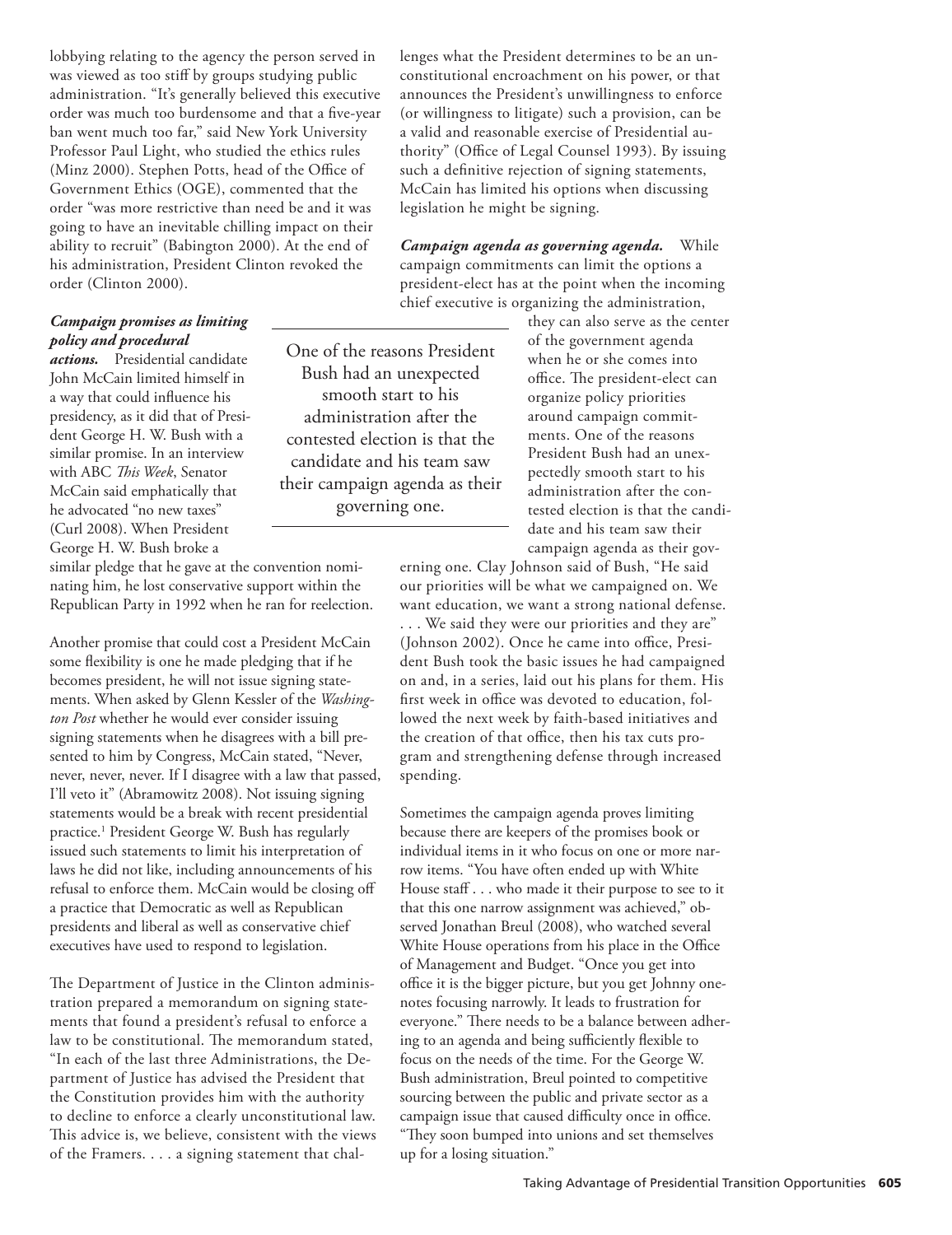lobbying relating to the agency the person served in was viewed as too stiff by groups studying public administration. "It's generally believed this executive order was much too burdensome and that a five-year ban went much too far," said New York University Professor Paul Light, who studied the ethics rules (Minz 2000). Stephen Potts, head of the Office of Government Ethics (OGE), commented that the order "was more restrictive than need be and it was going to have an inevitable chilling impact on their ability to recruit" (Babington 2000). At the end of his administration, President Clinton revoked the order (Clinton 2000).

***Campaign promises as limiting policy and procedural actions.*** Presidential candidate John McCain limited himself in a way that could influence his presidency, as it did that of President George H. W. Bush with a similar promise. In an interview with ABC *This Week*, Senator McCain said emphatically that he advocated "no new taxes" (Curl 2008). When President George H. W. Bush broke a similar pledge that he gave at the convention nominating him, he lost conservative support within the Republican Party in 1992 when he ran for reelection.

Another promise that could cost a President McCain some flexibility is one he made pledging that if he becomes president, he will not issue signing statements. When asked by Glenn Kessler of the *Washington Post* whether he would ever consider issuing signing statements when he disagrees with a bill presented to him by Congress, McCain stated, "Never, never, never, never. If I disagree with a law that passed, I'll veto it" (Abramowitz 2008). Not issuing signing statements would be a break with recent presidential practice.[1] President George W. Bush has regularly issued such statements to limit his interpretation of laws he did not like, including announcements of his refusal to enforce them. McCain would be closing off a practice that Democratic as well as Republican presidents and liberal as well as conservative chief executives have used to respond to legislation.

The Department of Justice in the Clinton administration prepared a memorandum on signing statements that found a president's refusal to enforce a law to be constitutional. The memorandum stated, "In each of the last three Administrations, the Department of Justice has advised the President that the Constitution provides him with the authority to decline to enforce a clearly unconstitutional law. This advice is, we believe, consistent with the views of the Framers. . . . a signing statement that challenges what the President determines to be an unconstitutional encroachment on his power, or that announces the President's unwillingness to enforce (or willingness to litigate) such a provision, can be a valid and reasonable exercise of Presidential authority" (Office of Legal Counsel 1993). By issuing such a definitive rejection of signing statements, McCain has limited his options when discussing legislation he might be signing.

***Campaign agenda as governing agenda.*** While campaign commitments can limit the options a president-elect has at the point when the incoming chief executive is organizing the administration, they can also serve as the center of the government agenda when he or she comes into office. The president-elect can organize policy priorities around campaign commitments. One of the reasons President Bush had an unexpectedly smooth start to his administration after the contested election is that the candidate and his team saw their campaign agenda as their governing one. Clay Johnson said of Bush, "He said our priorities will be what we campaigned on. We want education, we want a strong national defense. . . . We said they were our priorities and they are" (Johnson 2002). Once he came into office, President Bush took the basic issues he had campaigned on and, in a series, laid out his plans for them. His first week in office was devoted to education, followed the next week by faith-based initiatives and the creation of that office, then his tax cuts program and strengthening defense through increased spending.

> One of the reasons President Bush had an unexpected smooth start to his administration after the contested election is that the candidate and his team saw their campaign agenda as their governing one.

Sometimes the campaign agenda proves limiting because there are keepers of the promises book or individual items in it who focus on one or more narrow items. "You have often ended up with White House staff . . . who made it their purpose to see to it that this one narrow assignment was achieved," observed Jonathan Breul (2008), who watched several White House operations from his place in the Office of Management and Budget. "Once you get into office it is the bigger picture, but you get Johnny one-notes focusing narrowly. It leads to frustration for everyone." There needs to be a balance between adhering to an agenda and being sufficiently flexible to focus on the needs of the time. For the George W. Bush administration, Breul pointed to competitive sourcing between the public and private sector as a campaign issue that caused difficulty once in office. "They soon bumped into unions and set themselves up for a losing situation."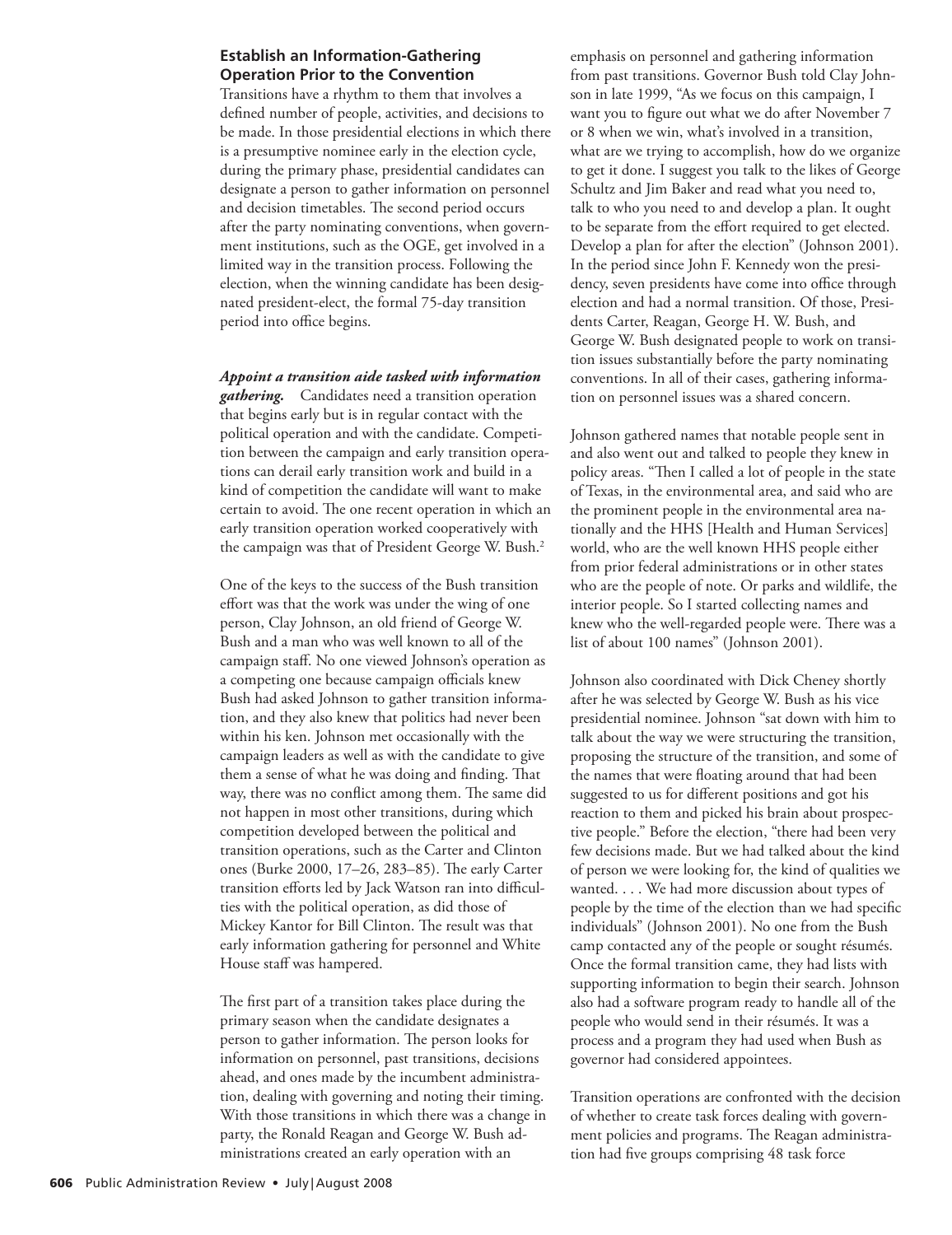### Establish an Information-Gathering Operation Prior to the Convention

Transitions have a rhythm to them that involves a defined number of people, activities, and decisions to be made. In those presidential elections in which there is a presumptive nominee early in the election cycle, during the primary phase, presidential candidates can designate a person to gather information on personnel and decision timetables. The second period occurs after the party nominating conventions, when government institutions, such as the OGE, get involved in a limited way in the transition process. Following the election, when the winning candidate has been designated president-elect, the formal 75-day transition period into office begins.

***Appoint a transition aide tasked with information gathering.*** Candidates need a transition operation that begins early but is in regular contact with the political operation and with the candidate. Competition between the campaign and early transition operations can derail early transition work and build in a kind of competition the candidate will want to make certain to avoid. The one recent operation in which an early transition operation worked cooperatively with the campaign was that of President George W. Bush.[2]

One of the keys to the success of the Bush transition effort was that the work was under the wing of one person, Clay Johnson, an old friend of George W. Bush and a man who was well known to all of the campaign staff. No one viewed Johnson's operation as a competing one because campaign officials knew Bush had asked Johnson to gather transition information, and they also knew that politics had never been within his ken. Johnson met occasionally with the campaign leaders as well as with the candidate to give them a sense of what he was doing and finding. That way, there was no conflict among them. The same did not happen in most other transitions, during which competition developed between the political and transition operations, such as the Carter and Clinton ones (Burke 2000, 17–26, 283–85). The early Carter transition efforts led by Jack Watson ran into difficulties with the political operation, as did those of Mickey Kantor for Bill Clinton. The result was that early information gathering for personnel and White House staff was hampered.

The first part of a transition takes place during the primary season when the candidate designates a person to gather information. The person looks for information on personnel, past transitions, decisions ahead, and ones made by the incumbent administration, dealing with governing and noting their timing. With those transitions in which there was a change in party, the Ronald Reagan and George W. Bush administrations created an early operation with an emphasis on personnel and gathering information from past transitions. Governor Bush told Clay Johnson in late 1999, "As we focus on this campaign, I want you to figure out what we do after November 7 or 8 when we win, what's involved in a transition, what are we trying to accomplish, how do we organize to get it done. I suggest you talk to the likes of George Schultz and Jim Baker and read what you need to, talk to who you need to and develop a plan. It ought to be separate from the effort required to get elected. Develop a plan for after the election" (Johnson 2001). In the period since John F. Kennedy won the presidency, seven presidents have come into office through election and had a normal transition. Of those, Presidents Carter, Reagan, George H. W. Bush, and George W. Bush designated people to work on transition issues substantially before the party nominating conventions. In all of their cases, gathering information on personnel issues was a shared concern.

Johnson gathered names that notable people sent in and also went out and talked to people they knew in policy areas. "Then I called a lot of people in the state of Texas, in the environmental area, and said who are the prominent people in the environmental area nationally and the HHS [Health and Human Services] world, who are the well known HHS people either from prior federal administrations or in other states who are the people of note. Or parks and wildlife, the interior people. So I started collecting names and knew who the well-regarded people were. There was a list of about 100 names" (Johnson 2001).

Johnson also coordinated with Dick Cheney shortly after he was selected by George W. Bush as his vice presidential nominee. Johnson "sat down with him to talk about the way we were structuring the transition, proposing the structure of the transition, and some of the names that were floating around that had been suggested to us for different positions and got his reaction to them and picked his brain about prospective people." Before the election, "there had been very few decisions made. But we had talked about the kind of person we were looking for, the kind of qualities we wanted. . . . We had more discussion about types of people by the time of the election than we had specific individuals" (Johnson 2001). No one from the Bush camp contacted any of the people or sought résumés. Once the formal transition came, they had lists with supporting information to begin their search. Johnson also had a software program ready to handle all of the people who would send in their résumés. It was a process and a program they had used when Bush as governor had considered appointees.

Transition operations are confronted with the decision of whether to create task forces dealing with government policies and programs. The Reagan administration had five groups comprising 48 task force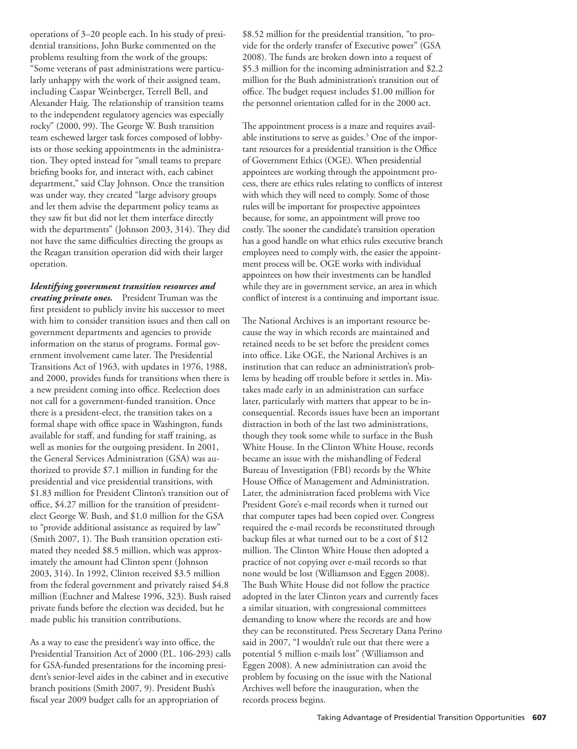operations of 3–20 people each. In his study of presidential transitions, John Burke commented on the problems resulting from the work of the groups: "Some veterans of past administrations were particularly unhappy with the work of their assigned team, including Caspar Weinberger, Terrell Bell, and Alexander Haig. The relationship of transition teams to the independent regulatory agencies was especially rocky" (2000, 99). The George W. Bush transition team eschewed larger task forces composed of lobbyists or those seeking appointments in the administration. They opted instead for "small teams to prepare briefing books for, and interact with, each cabinet department," said Clay Johnson. Once the transition was under way, they created "large advisory groups and let them advise the department policy teams as they saw fit but did not let them interface directly with the departments" (Johnson 2003, 314). They did not have the same difficulties directing the groups as the Reagan transition operation did with their larger operation.

***Identifying government transition resources and creating private ones.*** President Truman was the first president to publicly invite his successor to meet with him to consider transition issues and then call on government departments and agencies to provide information on the status of programs. Formal government involvement came later. The Presidential Transitions Act of 1963, with updates in 1976, 1988, and 2000, provides funds for transitions when there is a new president coming into office. Reelection does not call for a government-funded transition. Once there is a president-elect, the transition takes on a formal shape with office space in Washington, funds available for staff, and funding for staff training, as well as monies for the outgoing president. In 2001, the General Services Administration (GSA) was authorized to provide $7.1 million in funding for the presidential and vice presidential transitions, with $1.83 million for President Clinton's transition out of office, $4.27 million for the transition of president-elect George W. Bush, and $1.0 million for the GSA to "provide additional assistance as required by law" (Smith 2007, 1). The Bush transition operation estimated they needed $8.5 million, which was approximately the amount had Clinton spent (Johnson 2003, 314). In 1992, Clinton received $3.5 million from the federal government and privately raised $4.8 million (Euchner and Maltese 1996, 323). Bush raised private funds before the election was decided, but he made public his transition contributions.

As a way to ease the president's way into office, the Presidential Transition Act of 2000 (P.L. 106-293) calls for GSA-funded presentations for the incoming president's senior-level aides in the cabinet and in executive branch positions (Smith 2007, 9). President Bush's fiscal year 2009 budget calls for an appropriation of $8.52 million for the presidential transition, "to provide for the orderly transfer of Executive power" (GSA 2008). The funds are broken down into a request of $5.3 million for the incoming administration and $2.2 million for the Bush administration's transition out of office. The budget request includes $1.00 million for the personnel orientation called for in the 2000 act.

The appointment process is a maze and requires available institutions to serve as guides.[3] One of the important resources for a presidential transition is the Office of Government Ethics (OGE). When presidential appointees are working through the appointment process, there are ethics rules relating to conflicts of interest with which they will need to comply. Some of those rules will be important for prospective appointees because, for some, an appointment will prove too costly. The sooner the candidate's transition operation has a good handle on what ethics rules executive branch employees need to comply with, the easier the appointment process will be. OGE works with individual appointees on how their investments can be handled while they are in government service, an area in which conflict of interest is a continuing and important issue.

The National Archives is an important resource because the way in which records are maintained and retained needs to be set before the president comes into office. Like OGE, the National Archives is an institution that can reduce an administration's problems by heading off trouble before it settles in. Mistakes made early in an administration can surface later, particularly with matters that appear to be inconsequential. Records issues have been an important distraction in both of the last two administrations, though they took some while to surface in the Bush White House. In the Clinton White House, records became an issue with the mishandling of Federal Bureau of Investigation (FBI) records by the White House Office of Management and Administration. Later, the administration faced problems with Vice President Gore's e-mail records when it turned out that computer tapes had been copied over. Congress required the e-mail records be reconstituted through backup files at what turned out to be a cost of $12 million. The Clinton White House then adopted a practice of not copying over e-mail records so that none would be lost (Williamson and Eggen 2008). The Bush White House did not follow the practice adopted in the later Clinton years and currently faces a similar situation, with congressional committees demanding to know where the records are and how they can be reconstituted. Press Secretary Dana Perino said in 2007, "I wouldn't rule out that there were a potential 5 million e-mails lost" (Williamson and Eggen 2008). A new administration can avoid the problem by focusing on the issue with the National Archives well before the inauguration, when the records process begins.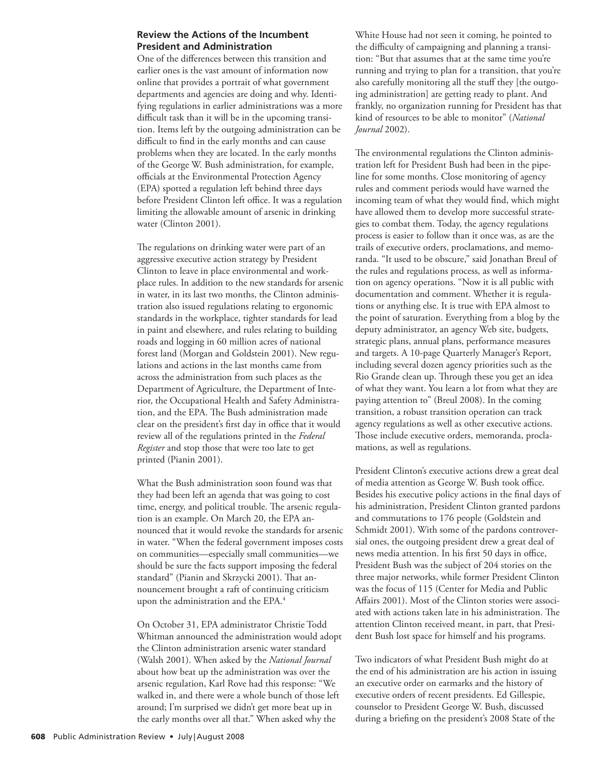### Review the Actions of the Incumbent President and Administration

One of the differences between this transition and earlier ones is the vast amount of information now online that provides a portrait of what government departments and agencies are doing and why. Identifying regulations in earlier administrations was a more difficult task than it will be in the upcoming transition. Items left by the outgoing administration can be difficult to find in the early months and can cause problems when they are located. In the early months of the George W. Bush administration, for example, officials at the Environmental Protection Agency (EPA) spotted a regulation left behind three days before President Clinton left office. It was a regulation limiting the allowable amount of arsenic in drinking water (Clinton 2001).

The regulations on drinking water were part of an aggressive executive action strategy by President Clinton to leave in place environmental and workplace rules. In addition to the new standards for arsenic in water, in its last two months, the Clinton administration also issued regulations relating to ergonomic standards in the workplace, tighter standards for lead in paint and elsewhere, and rules relating to building roads and logging in 60 million acres of national forest land (Morgan and Goldstein 2001). New regulations and actions in the last months came from across the administration from such places as the Department of Agriculture, the Department of Interior, the Occupational Health and Safety Administration, and the EPA. The Bush administration made clear on the president's first day in office that it would review all of the regulations printed in the *Federal Register* and stop those that were too late to get printed (Pianin 2001).

What the Bush administration soon found was that they had been left an agenda that was going to cost time, energy, and political trouble. The arsenic regulation is an example. On March 20, the EPA announced that it would revoke the standards for arsenic in water. "When the federal government imposes costs on communities—especially small communities—we should be sure the facts support imposing the federal standard" (Pianin and Skrzycki 2001). That announcement brought a raft of continuing criticism upon the administration and the EPA.[4]

On October 31, EPA administrator Christie Todd Whitman announced the administration would adopt the Clinton administration arsenic water standard (Walsh 2001). When asked by the *National Journal* about how beat up the administration was over the arsenic regulation, Karl Rove had this response: "We walked in, and there were a whole bunch of those left around; I'm surprised we didn't get more beat up in the early months over all that." When asked why the White House had not seen it coming, he pointed to the difficulty of campaigning and planning a transition: "But that assumes that at the same time you're running and trying to plan for a transition, that you're also carefully monitoring all the stuff they [the outgoing administration] are getting ready to plant. And frankly, no organization running for President has that kind of resources to be able to monitor" (*National Journal* 2002).

The environmental regulations the Clinton administration left for President Bush had been in the pipeline for some months. Close monitoring of agency rules and comment periods would have warned the incoming team of what they would find, which might have allowed them to develop more successful strategies to combat them. Today, the agency regulations process is easier to follow than it once was, as are the trails of executive orders, proclamations, and memoranda. "It used to be obscure," said Jonathan Breul of the rules and regulations process, as well as information on agency operations. "Now it is all public with documentation and comment. Whether it is regulations or anything else. It is true with EPA almost to the point of saturation. Everything from a blog by the deputy administrator, an agency Web site, budgets, strategic plans, annual plans, performance measures and targets. A 10-page Quarterly Manager's Report, including several dozen agency priorities such as the Rio Grande clean up. Through these you get an idea of what they want. You learn a lot from what they are paying attention to" (Breul 2008). In the coming transition, a robust transition operation can track agency regulations as well as other executive actions. Those include executive orders, memoranda, proclamations, as well as regulations.

President Clinton's executive actions drew a great deal of media attention as George W. Bush took office. Besides his executive policy actions in the final days of his administration, President Clinton granted pardons and commutations to 176 people (Goldstein and Schmidt 2001). With some of the pardons controversial ones, the outgoing president drew a great deal of news media attention. In his first 50 days in office, President Bush was the subject of 204 stories on the three major networks, while former President Clinton was the focus of 115 (Center for Media and Public Affairs 2001). Most of the Clinton stories were associated with actions taken late in his administration. The attention Clinton received meant, in part, that President Bush lost space for himself and his programs.

Two indicators of what President Bush might do at the end of his administration are his action in issuing an executive order on earmarks and the history of executive orders of recent presidents. Ed Gillespie, counselor to President George W. Bush, discussed during a briefing on the president's 2008 State of the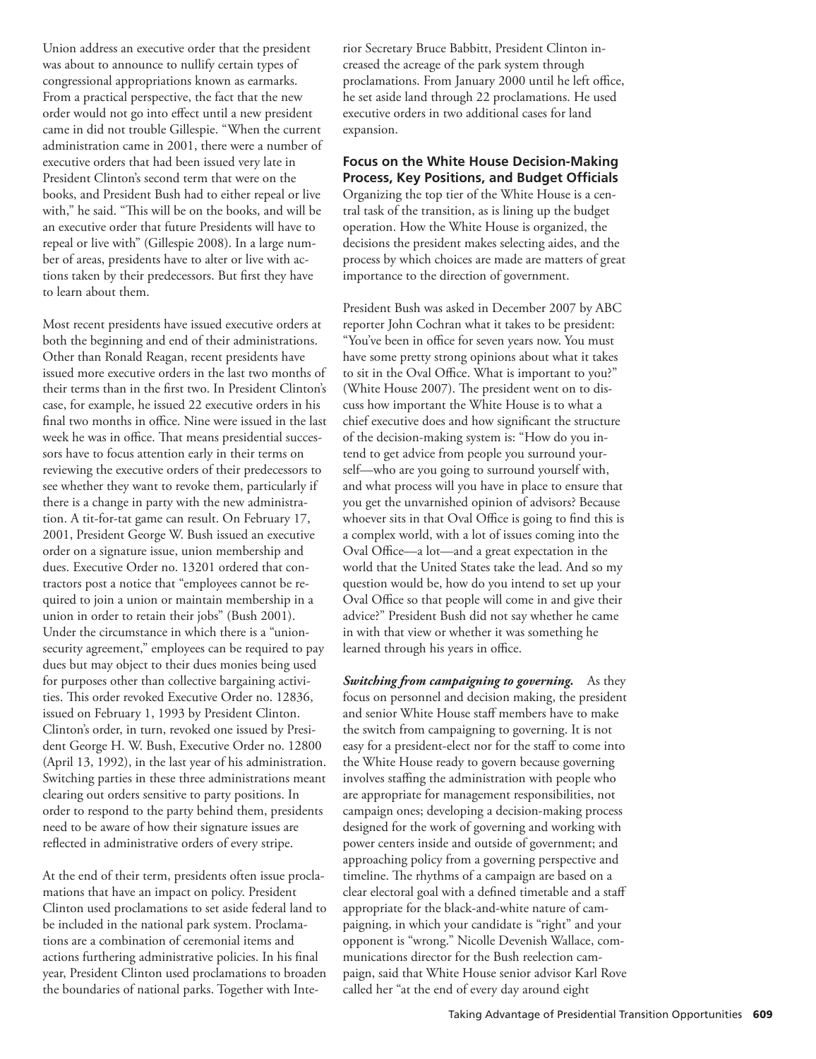Union address an executive order that the president was about to announce to nullify certain types of congressional appropriations known as earmarks. From a practical perspective, the fact that the new order would not go into effect until a new president came in did not trouble Gillespie. "When the current administration came in 2001, there were a number of executive orders that had been issued very late in President Clinton's second term that were on the books, and President Bush had to either repeal or live with," he said. "This will be on the books, and will be an executive order that future Presidents will have to repeal or live with" (Gillespie 2008). In a large number of areas, presidents have to alter or live with actions taken by their predecessors. But first they have to learn about them.

Most recent presidents have issued executive orders at both the beginning and end of their administrations. Other than Ronald Reagan, recent presidents have issued more executive orders in the last two months of their terms than in the first two. In President Clinton's case, for example, he issued 22 executive orders in his final two months in office. Nine were issued in the last week he was in office. That means presidential successors have to focus attention early in their terms on reviewing the executive orders of their predecessors to see whether they want to revoke them, particularly if there is a change in party with the new administration. A tit-for-tat game can result. On February 17, 2001, President George W. Bush issued an executive order on a signature issue, union membership and dues. Executive Order no. 13201 ordered that contractors post a notice that "employees cannot be required to join a union or maintain membership in a union in order to retain their jobs" (Bush 2001). Under the circumstance in which there is a "union-security agreement," employees can be required to pay dues but may object to their dues monies being used for purposes other than collective bargaining activities. This order revoked Executive Order no. 12836, issued on February 1, 1993 by President Clinton. Clinton's order, in turn, revoked one issued by President George H. W. Bush, Executive Order no. 12800 (April 13, 1992), in the last year of his administration. Switching parties in these three administrations meant clearing out orders sensitive to party positions. In order to respond to the party behind them, presidents need to be aware of how their signature issues are reflected in administrative orders of every stripe.

At the end of their term, presidents often issue proclamations that have an impact on policy. President Clinton used proclamations to set aside federal land to be included in the national park system. Proclamations are a combination of ceremonial items and actions furthering administrative policies. In his final year, President Clinton used proclamations to broaden the boundaries of national parks. Together with Interior Secretary Bruce Babbitt, President Clinton increased the acreage of the park system through proclamations. From January 2000 until he left office, he set aside land through 22 proclamations. He used executive orders in two additional cases for land expansion.

### Focus on the White House Decision-Making Process, Key Positions, and Budget Officials

Organizing the top tier of the White House is a central task of the transition, as is lining up the budget operation. How the White House is organized, the decisions the president makes selecting aides, and the process by which choices are made are matters of great importance to the direction of government.

President Bush was asked in December 2007 by ABC reporter John Cochran what it takes to be president: "You've been in office for seven years now. You must have some pretty strong opinions about what it takes to sit in the Oval Office. What is important to you?" (White House 2007). The president went on to discuss how important the White House is to what a chief executive does and how significant the structure of the decision-making system is: "How do you intend to get advice from people you surround yourself—who are you going to surround yourself with, and what process will you have in place to ensure that you get the unvarnished opinion of advisors? Because whoever sits in that Oval Office is going to find this is a complex world, with a lot of issues coming into the Oval Office—a lot—and a great expectation in the world that the United States take the lead. And so my question would be, how do you intend to set up your Oval Office so that people will come in and give their advice?" President Bush did not say whether he came in with that view or whether it was something he learned through his years in office.

***Switching from campaigning to governing.*** As they focus on personnel and decision making, the president and senior White House staff members have to make the switch from campaigning to governing. It is not easy for a president-elect nor for the staff to come into the White House ready to govern because governing involves staffing the administration with people who are appropriate for management responsibilities, not campaign ones; developing a decision-making process designed for the work of governing and working with power centers inside and outside of government; and approaching policy from a governing perspective and timeline. The rhythms of a campaign are based on a clear electoral goal with a defined timetable and a staff appropriate for the black-and-white nature of campaigning, in which your candidate is "right" and your opponent is "wrong." Nicolle Devenish Wallace, communications director for the Bush reelection campaign, said that White House senior advisor Karl Rove called her "at the end of every day around eight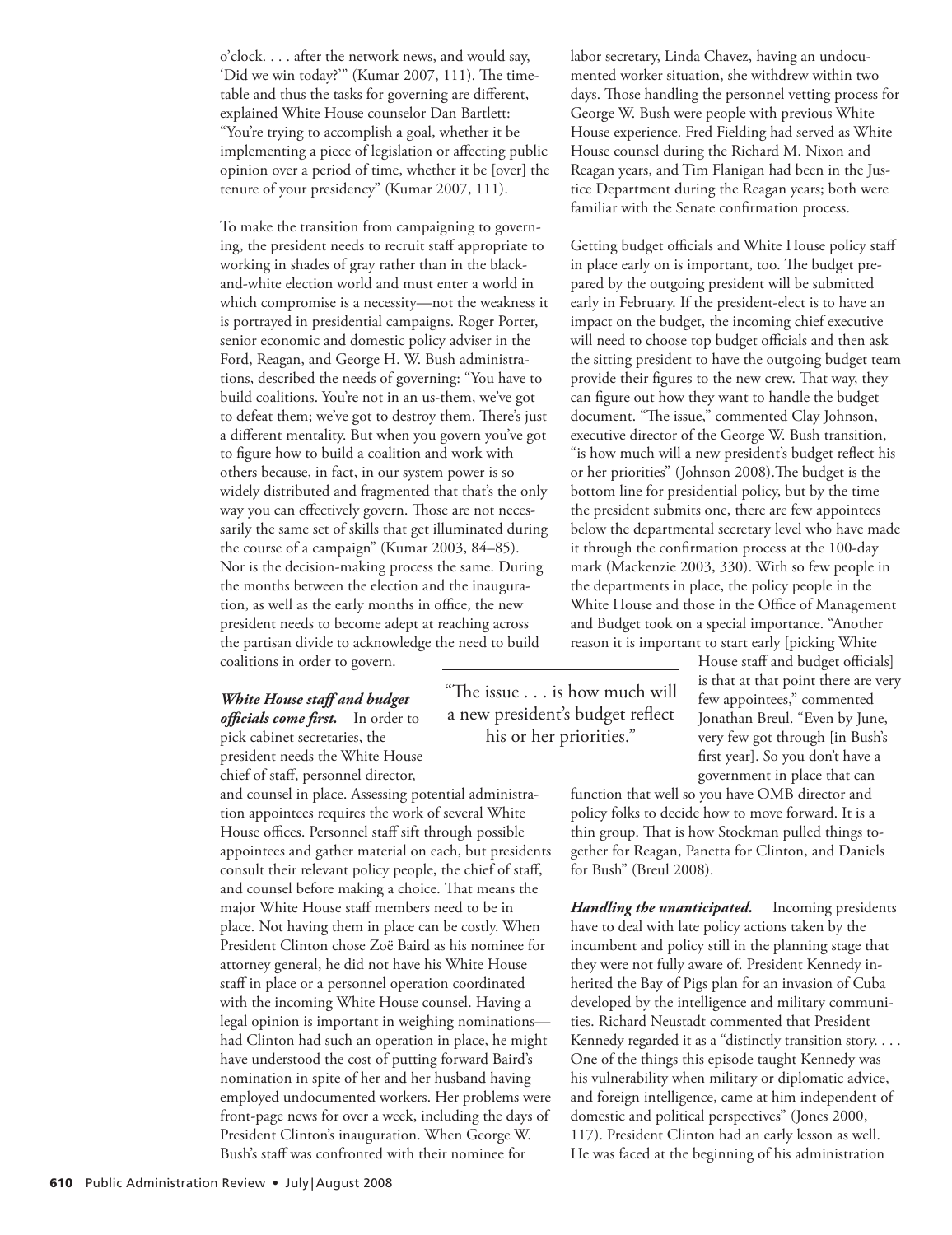o'clock. . . . after the network news, and would say, 'Did we win today?'" (Kumar 2007, 111). The timetable and thus the tasks for governing are different, explained White House counselor Dan Bartlett: "You're trying to accomplish a goal, whether it be implementing a piece of legislation or affecting public opinion over a period of time, whether it be [over] the tenure of your presidency" (Kumar 2007, 111).

To make the transition from campaigning to governing, the president needs to recruit staff appropriate to working in shades of gray rather than in the black-and-white election world and must enter a world in which compromise is a necessity—not the weakness it is portrayed in presidential campaigns. Roger Porter, senior economic and domestic policy adviser in the Ford, Reagan, and George H. W. Bush administrations, described the needs of governing: "You have to build coalitions. You're not in an us-them, we've got to defeat them; we've got to destroy them. There's just a different mentality. But when you govern you've got to figure how to build a coalition and work with others because, in fact, in our system power is so widely distributed and fragmented that that's the only way you can effectively govern. Those are not necessarily the same set of skills that get illuminated during the course of a campaign" (Kumar 2003, 84–85). Nor is the decision-making process the same. During the months between the election and the inauguration, as well as the early months in office, the new president needs to become adept at reaching across the partisan divide to acknowledge the need to build coalitions in order to govern.

***White House staff and budget officials come first.*** In order to pick cabinet secretaries, the president needs the White House chief of staff, personnel director, and counsel in place. Assessing potential administration appointees requires the work of several White House offices. Personnel staff sift through possible appointees and gather material on each, but presidents consult their relevant policy people, the chief of staff, and counsel before making a choice. That means the major White House staff members need to be in place. Not having them in place can be costly. When President Clinton chose Zoë Baird as his nominee for attorney general, he did not have his White House staff in place or a personnel operation coordinated with the incoming White House counsel. Having a legal opinion is important in weighing nominations—had Clinton had such an operation in place, he might have understood the cost of putting forward Baird's nomination in spite of her and her husband having employed undocumented workers. Her problems were front-page news for over a week, including the days of President Clinton's inauguration. When George W. Bush's staff was confronted with their nominee for labor secretary, Linda Chavez, having an undocumented worker situation, she withdrew within two days. Those handling the personnel vetting process for George W. Bush were people with previous White House experience. Fred Fielding had served as White House counsel during the Richard M. Nixon and Reagan years, and Tim Flanigan had been in the Justice Department during the Reagan years; both were familiar with the Senate confirmation process.

Getting budget officials and White House policy staff in place early on is important, too. The budget prepared by the outgoing president will be submitted early in February. If the president-elect is to have an impact on the budget, the incoming chief executive will need to choose top budget officials and then ask the sitting president to have the outgoing budget team provide their figures to the new crew. That way, they can figure out how they want to handle the budget document. "The issue," commented Clay Johnson, executive director of the George W. Bush transition, "is how much will a new president's budget reflect his or her priorities" (Johnson 2008).The budget is the bottom line for presidential policy, but by the time the president submits one, there are few appointees below the departmental secretary level who have made it through the confirmation process at the 100-day mark (Mackenzie 2003, 330). With so few people in the departments in place, the policy people in the White House and those in the Office of Management and Budget took on a special importance. "Another reason it is important to start early [picking White House staff and budget officials] is that at that point there are very few appointees," commented Jonathan Breul. "Even by June, very few got through [in Bush's first year]. So you don't have a government in place that can function that well so you have OMB director and policy folks to decide how to move forward. It is a thin group. That is how Stockman pulled things together for Reagan, Panetta for Clinton, and Daniels for Bush" (Breul 2008).

> "The issue . . . is how much will a new president's budget reflect his or her priorities."

***Handling the unanticipated.*** Incoming presidents have to deal with late policy actions taken by the incumbent and policy still in the planning stage that they were not fully aware of. President Kennedy inherited the Bay of Pigs plan for an invasion of Cuba developed by the intelligence and military communities. Richard Neustadt commented that President Kennedy regarded it as a "distinctly transition story. . . . One of the things this episode taught Kennedy was his vulnerability when military or diplomatic advice, and foreign intelligence, came at him independent of domestic and political perspectives" (Jones 2000, 117). President Clinton had an early lesson as well. He was faced at the beginning of his administration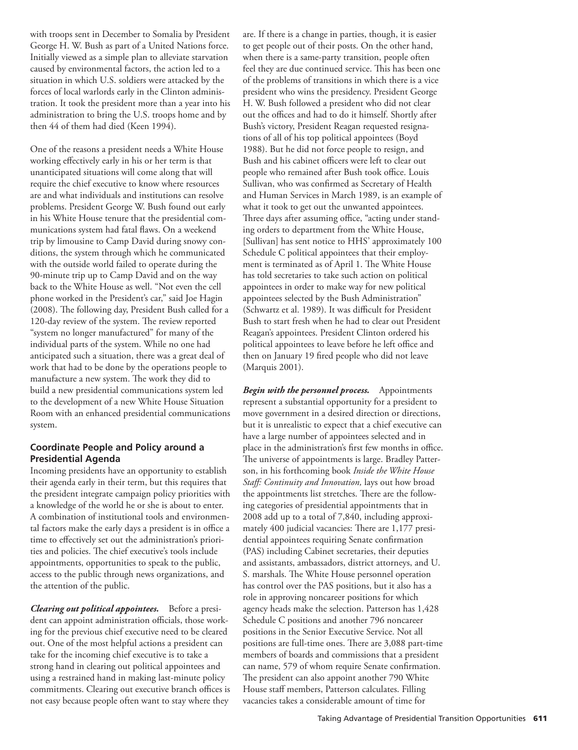with troops sent in December to Somalia by President George H. W. Bush as part of a United Nations force. Initially viewed as a simple plan to alleviate starvation caused by environmental factors, the action led to a situation in which U.S. soldiers were attacked by the forces of local warlords early in the Clinton administration. It took the president more than a year into his administration to bring the U.S. troops home and by then 44 of them had died (Keen 1994).

One of the reasons a president needs a White House working effectively early in his or her term is that unanticipated situations will come along that will require the chief executive to know where resources are and what individuals and institutions can resolve problems. President George W. Bush found out early in his White House tenure that the presidential communications system had fatal flaws. On a weekend trip by limousine to Camp David during snowy conditions, the system through which he communicated with the outside world failed to operate during the 90-minute trip up to Camp David and on the way back to the White House as well. "Not even the cell phone worked in the President's car," said Joe Hagin (2008). The following day, President Bush called for a 120-day review of the system. The review reported "system no longer manufactured" for many of the individual parts of the system. While no one had anticipated such a situation, there was a great deal of work that had to be done by the operations people to manufacture a new system. The work they did to build a new presidential communications system led to the development of a new White House Situation Room with an enhanced presidential communications system.

### Coordinate People and Policy around a Presidential Agenda

Incoming presidents have an opportunity to establish their agenda early in their term, but this requires that the president integrate campaign policy priorities with a knowledge of the world he or she is about to enter. A combination of institutional tools and environmental factors make the early days a president is in office a time to effectively set out the administration's priorities and policies. The chief executive's tools include appointments, opportunities to speak to the public, access to the public through news organizations, and the attention of the public.

***Clearing out political appointees.*** Before a president can appoint administration officials, those working for the previous chief executive need to be cleared out. One of the most helpful actions a president can take for the incoming chief executive is to take a strong hand in clearing out political appointees and using a restrained hand in making last-minute policy commitments. Clearing out executive branch offices is not easy because people often want to stay where they are. If there is a change in parties, though, it is easier to get people out of their posts. On the other hand, when there is a same-party transition, people often feel they are due continued service. This has been one of the problems of transitions in which there is a vice president who wins the presidency. President George H. W. Bush followed a president who did not clear out the offices and had to do it himself. Shortly after Bush's victory, President Reagan requested resignations of all of his top political appointees (Boyd 1988). But he did not force people to resign, and Bush and his cabinet officers were left to clear out people who remained after Bush took office. Louis Sullivan, who was confirmed as Secretary of Health and Human Services in March 1989, is an example of what it took to get out the unwanted appointees. Three days after assuming office, "acting under standing orders to department from the White House, [Sullivan] has sent notice to HHS' approximately 100 Schedule C political appointees that their employment is terminated as of April 1. The White House has told secretaries to take such action on political appointees in order to make way for new political appointees selected by the Bush Administration" (Schwartz et al. 1989). It was difficult for President Bush to start fresh when he had to clear out President Reagan's appointees. President Clinton ordered his political appointees to leave before he left office and then on January 19 fired people who did not leave (Marquis 2001).

***Begin with the personnel process.*** Appointments represent a substantial opportunity for a president to move government in a desired direction or directions, but it is unrealistic to expect that a chief executive can have a large number of appointees selected and in place in the administration's first few months in office. The universe of appointments is large. Bradley Patterson, in his forthcoming book *Inside the White House Staff: Continuity and Innovation,* lays out how broad the appointments list stretches. There are the following categories of presidential appointments that in 2008 add up to a total of 7,840, including approximately 400 judicial vacancies: There are 1,177 presidential appointees requiring Senate confirmation (PAS) including Cabinet secretaries, their deputies and assistants, ambassadors, district attorneys, and U. S. marshals. The White House personnel operation has control over the PAS positions, but it also has a role in approving noncareer positions for which agency heads make the selection. Patterson has 1,428 Schedule C positions and another 796 noncareer positions in the Senior Executive Service. Not all positions are full-time ones. There are 3,088 part-time members of boards and commissions that a president can name, 579 of whom require Senate confirmation. The president can also appoint another 790 White House staff members, Patterson calculates. Filling vacancies takes a considerable amount of time for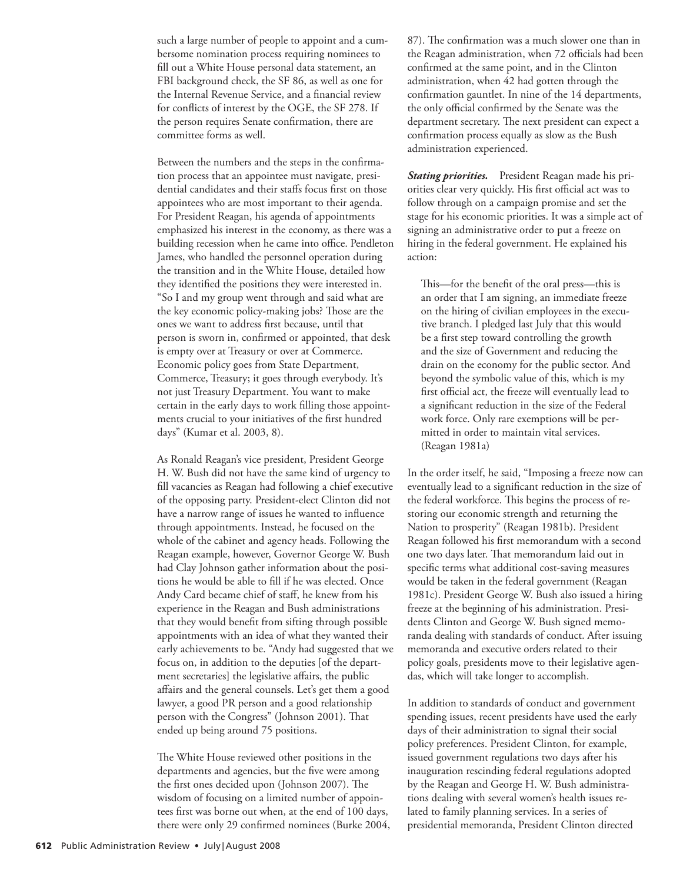such a large number of people to appoint and a cumbersome nomination process requiring nominees to fill out a White House personal data statement, an FBI background check, the SF 86, as well as one for the Internal Revenue Service, and a financial review for conflicts of interest by the OGE, the SF 278. If the person requires Senate confirmation, there are committee forms as well.

Between the numbers and the steps in the confirmation process that an appointee must navigate, presidential candidates and their staffs focus first on those appointees who are most important to their agenda. For President Reagan, his agenda of appointments emphasized his interest in the economy, as there was a building recession when he came into office. Pendleton James, who handled the personnel operation during the transition and in the White House, detailed how they identified the positions they were interested in. "So I and my group went through and said what are the key economic policy-making jobs? Those are the ones we want to address first because, until that person is sworn in, confirmed or appointed, that desk is empty over at Treasury or over at Commerce. Economic policy goes from State Department, Commerce, Treasury; it goes through everybody. It's not just Treasury Department. You want to make certain in the early days to work filling those appointments crucial to your initiatives of the first hundred days" (Kumar et al. 2003, 8).

As Ronald Reagan's vice president, President George H. W. Bush did not have the same kind of urgency to fill vacancies as Reagan had following a chief executive of the opposing party. President-elect Clinton did not have a narrow range of issues he wanted to influence through appointments. Instead, he focused on the whole of the cabinet and agency heads. Following the Reagan example, however, Governor George W. Bush had Clay Johnson gather information about the positions he would be able to fill if he was elected. Once Andy Card became chief of staff, he knew from his experience in the Reagan and Bush administrations that they would benefit from sifting through possible appointments with an idea of what they wanted their early achievements to be. "Andy had suggested that we focus on, in addition to the deputies [of the department secretaries] the legislative affairs, the public affairs and the general counsels. Let's get them a good lawyer, a good PR person and a good relationship person with the Congress" (Johnson 2001). That ended up being around 75 positions.

The White House reviewed other positions in the departments and agencies, but the five were among the first ones decided upon (Johnson 2007). The wisdom of focusing on a limited number of appointees first was borne out when, at the end of 100 days, there were only 29 confirmed nominees (Burke 2004, 87). The confirmation was a much slower one than in the Reagan administration, when 72 officials had been confirmed at the same point, and in the Clinton administration, when 42 had gotten through the confirmation gauntlet. In nine of the 14 departments, the only official confirmed by the Senate was the department secretary. The next president can expect a confirmation process equally as slow as the Bush administration experienced.

***Stating priorities.*** President Reagan made his priorities clear very quickly. His first official act was to follow through on a campaign promise and set the stage for his economic priorities. It was a simple act of signing an administrative order to put a freeze on hiring in the federal government. He explained his action:

> This—for the benefit of the oral press—this is an order that I am signing, an immediate freeze on the hiring of civilian employees in the executive branch. I pledged last July that this would be a first step toward controlling the growth and the size of Government and reducing the drain on the economy for the public sector. And beyond the symbolic value of this, which is my first official act, the freeze will eventually lead to a significant reduction in the size of the Federal work force. Only rare exemptions will be permitted in order to maintain vital services. (Reagan 1981a)

In the order itself, he said, "Imposing a freeze now can eventually lead to a significant reduction in the size of the federal workforce. This begins the process of restoring our economic strength and returning the Nation to prosperity" (Reagan 1981b). President Reagan followed his first memorandum with a second one two days later. That memorandum laid out in specific terms what additional cost-saving measures would be taken in the federal government (Reagan 1981c). President George W. Bush also issued a hiring freeze at the beginning of his administration. Presidents Clinton and George W. Bush signed memoranda dealing with standards of conduct. After issuing memoranda and executive orders related to their policy goals, presidents move to their legislative agendas, which will take longer to accomplish.

In addition to standards of conduct and government spending issues, recent presidents have used the early days of their administration to signal their social policy preferences. President Clinton, for example, issued government regulations two days after his inauguration rescinding federal regulations adopted by the Reagan and George H. W. Bush administrations dealing with several women's health issues related to family planning services. In a series of presidential memoranda, President Clinton directed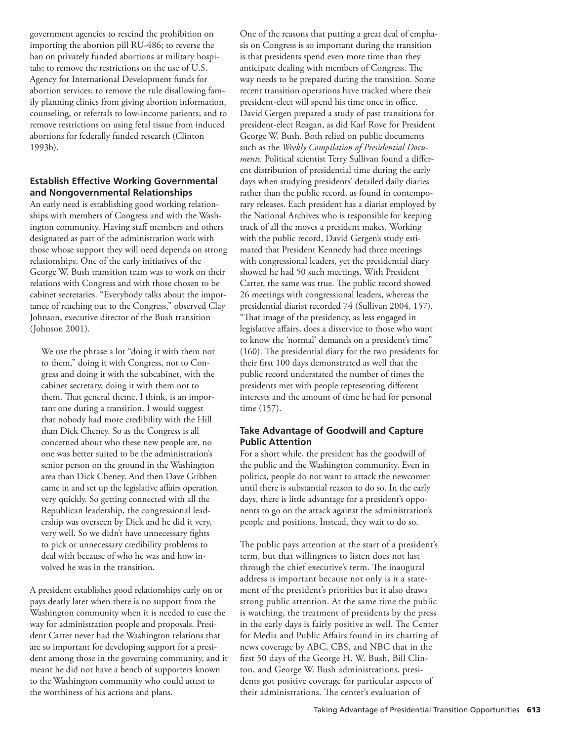government agencies to rescind the prohibition on importing the abortion pill RU-486; to reverse the ban on privately funded abortions at military hospitals; to remove the restrictions on the use of U.S. Agency for International Development funds for abortion services; to remove the rule disallowing family planning clinics from giving abortion information, counseling, or referrals to low-income patients; and to remove restrictions on using fetal tissue from induced abortions for federally funded research (Clinton 1993b).

### Establish Effective Working Governmental and Nongovernmental Relationships

An early need is establishing good working relationships with members of Congress and with the Washington community. Having staff members and others designated as part of the administration work with those whose support they will need depends on strong relationships. One of the early initiatives of the George W. Bush transition team was to work on their relations with Congress and with those chosen to be cabinet secretaries. "Everybody talks about the importance of reaching out to the Congress," observed Clay Johnson, executive director of the Bush transition (Johnson 2001).

> We use the phrase a lot "doing it with them not to them," doing it with Congress, not to Congress and doing it with the subcabinet, with the cabinet secretary, doing it with them not to them. That general theme, I think, is an important one during a transition. I would suggest that nobody had more credibility with the Hill than Dick Cheney. So as the Congress is all concerned about who these new people are, no one was better suited to be the administration's senior person on the ground in the Washington area than Dick Cheney. And then Dave Gribben came in and set up the legislative affairs operation very quickly. So getting connected with all the Republican leadership, the congressional leadership was overseen by Dick and he did it very, very well. So we didn't have unnecessary fights to pick or unnecessary credibility problems to deal with because of who he was and how involved he was in the transition.

A president establishes good relationships early on or pays dearly later when there is no support from the Washington community when it is needed to ease the way for administration people and proposals. President Carter never had the Washington relations that are so important for developing support for a president among those in the governing community, and it meant he did not have a bench of supporters known to the Washington community who could attest to the worthiness of his actions and plans.

One of the reasons that putting a great deal of emphasis on Congress is so important during the transition is that presidents spend even more time than they anticipate dealing with members of Congress. The way needs to be prepared during the transition. Some recent transition operations have tracked where their president-elect will spend his time once in office. David Gergen prepared a study of past transitions for president-elect Reagan, as did Karl Rove for President George W. Bush. Both relied on public documents such as the *Weekly Compilation of Presidential Documents.* Political scientist Terry Sullivan found a different distribution of presidential time during the early days when studying presidents' detailed daily diaries rather than the public record, as found in contemporary releases. Each president has a diarist employed by the National Archives who is responsible for keeping track of all the moves a president makes. Working with the public record, David Gergen's study estimated that President Kennedy had three meetings with congressional leaders, yet the presidential diary showed he had 50 such meetings. With President Carter, the same was true. The public record showed 26 meetings with congressional leaders, whereas the presidential diarist recorded 74 (Sullivan 2004, 157). "That image of the presidency, as less engaged in legislative affairs, does a disservice to those who want to know the 'normal' demands on a president's time" (160). The presidential diary for the two presidents for their first 100 days demonstrated as well that the public record understated the number of times the presidents met with people representing different interests and the amount of time he had for personal time (157).

### Take Advantage of Goodwill and Capture Public Attention

For a short while, the president has the goodwill of the public and the Washington community. Even in politics, people do not want to attack the newcomer until there is substantial reason to do so. In the early days, there is little advantage for a president's opponents to go on the attack against the administration's people and positions. Instead, they wait to do so.

The public pays attention at the start of a president's term, but that willingness to listen does not last through the chief executive's term. The inaugural address is important because not only is it a statement of the president's priorities but it also draws strong public attention. At the same time the public is watching, the treatment of presidents by the press in the early days is fairly positive as well. The Center for Media and Public Affairs found in its charting of news coverage by ABC, CBS, and NBC that in the first 50 days of the George H. W. Bush, Bill Clinton, and George W. Bush administrations, presidents got positive coverage for particular aspects of their administrations. The center's evaluation of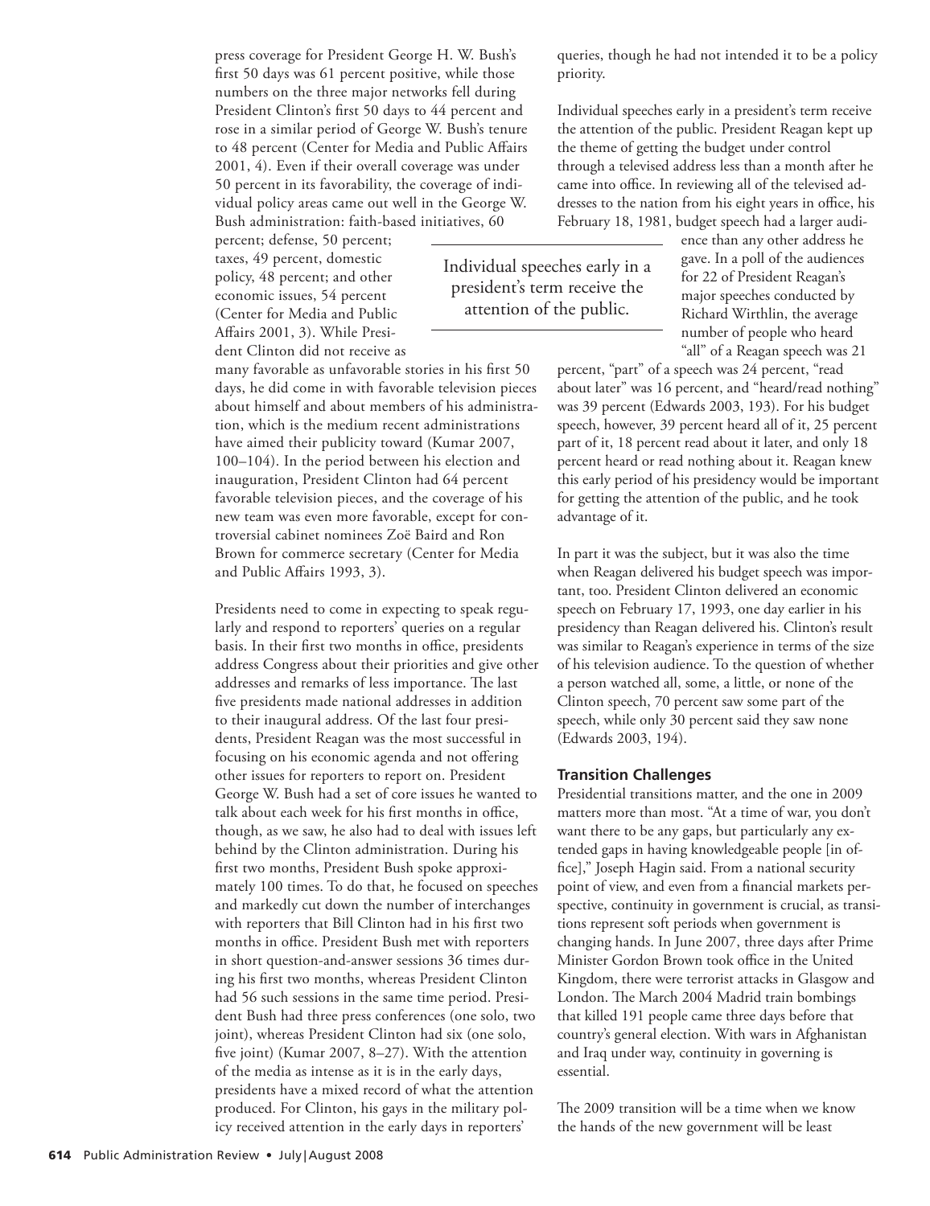press coverage for President George H. W. Bush's first 50 days was 61 percent positive, while those numbers on the three major networks fell during President Clinton's first 50 days to 44 percent and rose in a similar period of George W. Bush's tenure to 48 percent (Center for Media and Public Affairs 2001, 4). Even if their overall coverage was under 50 percent in its favorability, the coverage of individual policy areas came out well in the George W. Bush administration: faith-based initiatives, 60 percent; defense, 50 percent; taxes, 49 percent, domestic policy, 48 percent; and other economic issues, 54 percent (Center for Media and Public Affairs 2001, 3). While President Clinton did not receive as many favorable as unfavorable stories in his first 50 days, he did come in with favorable television pieces about himself and about members of his administration, which is the medium recent administrations have aimed their publicity toward (Kumar 2007, 100–104). In the period between his election and inauguration, President Clinton had 64 percent favorable television pieces, and the coverage of his new team was even more favorable, except for controversial cabinet nominees Zoë Baird and Ron Brown for commerce secretary (Center for Media and Public Affairs 1993, 3).

Presidents need to come in expecting to speak regularly and respond to reporters' queries on a regular basis. In their first two months in office, presidents address Congress about their priorities and give other addresses and remarks of less importance. The last five presidents made national addresses in addition to their inaugural address. Of the last four presidents, President Reagan was the most successful in focusing on his economic agenda and not offering other issues for reporters to report on. President George W. Bush had a set of core issues he wanted to talk about each week for his first months in office, though, as we saw, he also had to deal with issues left behind by the Clinton administration. During his first two months, President Bush spoke approximately 100 times. To do that, he focused on speeches and markedly cut down the number of interchanges with reporters that Bill Clinton had in his first two months in office. President Bush met with reporters in short question-and-answer sessions 36 times during his first two months, whereas President Clinton had 56 such sessions in the same time period. President Bush had three press conferences (one solo, two joint), whereas President Clinton had six (one solo, five joint) (Kumar 2007, 8–27). With the attention of the media as intense as it is in the early days, presidents have a mixed record of what the attention produced. For Clinton, his gays in the military policy received attention in the early days in reporters' queries, though he had not intended it to be a policy priority.

Individual speeches early in a president's term receive the attention of the public. President Reagan kept up the theme of getting the budget under control through a televised address less than a month after he came into office. In reviewing all of the televised addresses to the nation from his eight years in office, his February 18, 1981, budget speech had a larger audience than any other address he gave. In a poll of the audiences for 22 of President Reagan's major speeches conducted by Richard Wirthlin, the average number of people who heard "all" of a Reagan speech was 21 percent, "part" of a speech was 24 percent, "read about later" was 16 percent, and "heard/read nothing" was 39 percent (Edwards 2003, 193). For his budget speech, however, 39 percent heard all of it, 25 percent part of it, 18 percent read about it later, and only 18 percent heard or read nothing about it. Reagan knew this early period of his presidency would be important for getting the attention of the public, and he took advantage of it.

> Individual speeches early in a president's term receive the attention of the public.

In part it was the subject, but it was also the time when Reagan delivered his budget speech was important, too. President Clinton delivered an economic speech on February 17, 1993, one day earlier in his presidency than Reagan delivered his. Clinton's result was similar to Reagan's experience in terms of the size of his television audience. To the question of whether a person watched all, some, a little, or none of the Clinton speech, 70 percent saw some part of the speech, while only 30 percent said they saw none (Edwards 2003, 194).

### Transition Challenges

Presidential transitions matter, and the one in 2009 matters more than most. "At a time of war, you don't want there to be any gaps, but particularly any extended gaps in having knowledgeable people [in office]," Joseph Hagin said. From a national security point of view, and even from a financial markets perspective, continuity in government is crucial, as transitions represent soft periods when government is changing hands. In June 2007, three days after Prime Minister Gordon Brown took office in the United Kingdom, there were terrorist attacks in Glasgow and London. The March 2004 Madrid train bombings that killed 191 people came three days before that country's general election. With wars in Afghanistan and Iraq under way, continuity in governing is essential.

The 2009 transition will be a time when we know the hands of the new government will be least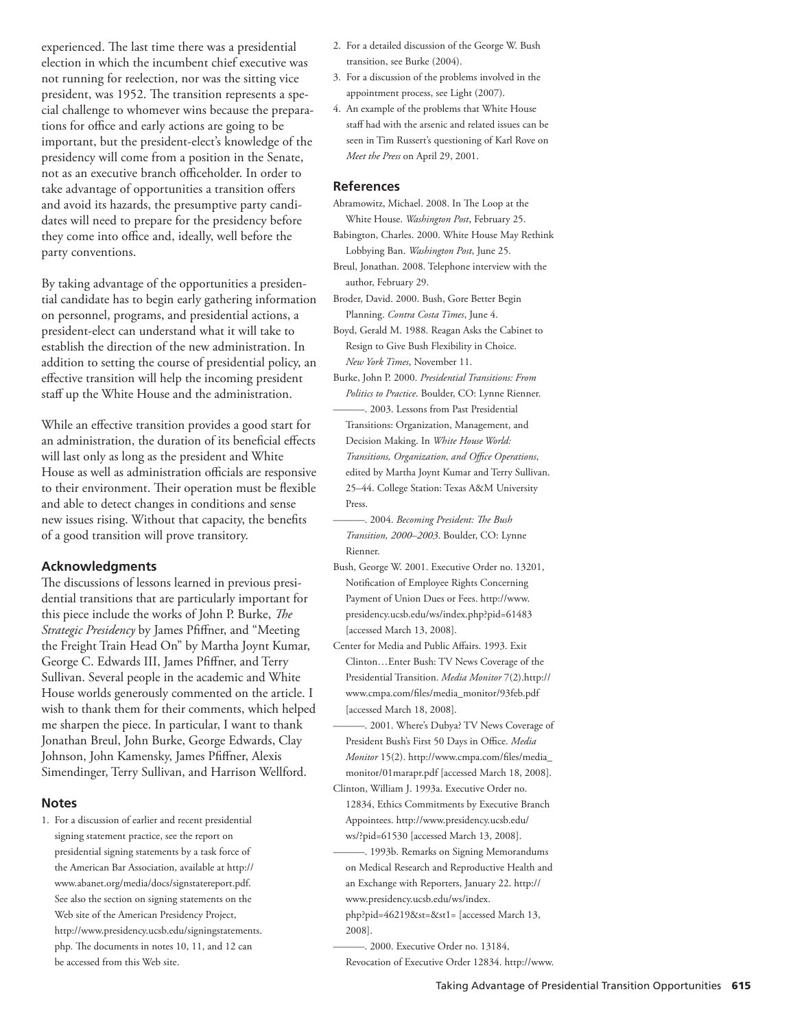experienced. The last time there was a presidential election in which the incumbent chief executive was not running for reelection, nor was the sitting vice president, was 1952. The transition represents a special challenge to whomever wins because the preparations for office and early actions are going to be important, but the president-elect's knowledge of the presidency will come from a position in the Senate, not as an executive branch officeholder. In order to take advantage of opportunities a transition offers and avoid its hazards, the presumptive party candidates will need to prepare for the presidency before they come into office and, ideally, well before the party conventions.

By taking advantage of the opportunities a presidential candidate has to begin early gathering information on personnel, programs, and presidential actions, a president-elect can understand what it will take to establish the direction of the new administration. In addition to setting the course of presidential policy, an effective transition will help the incoming president staff up the White House and the administration.

While an effective transition provides a good start for an administration, the duration of its beneficial effects will last only as long as the president and White House as well as administration officials are responsive to their environment. Their operation must be flexible and able to detect changes in conditions and sense new issues rising. Without that capacity, the benefits of a good transition will prove transitory.

## Acknowledgments

The discussions of lessons learned in previous presidential transitions that are particularly important for this piece include the works of John P. Burke, *The Strategic Presidency* by James Pfiffner, and "Meeting the Freight Train Head On" by Martha Joynt Kumar, George C. Edwards III, James Pfiffner, and Terry Sullivan. Several people in the academic and White House worlds generously commented on the article. I wish to thank them for their comments, which helped me sharpen the piece. In particular, I want to thank Jonathan Breul, John Burke, George Edwards, Clay Johnson, John Kamensky, James Pfiffner, Alexis Simendinger, Terry Sullivan, and Harrison Wellford.

## Notes

1. For a discussion of earlier and recent presidential signing statement practice, see the report on presidential signing statements by a task force of the American Bar Association, available at http://www.abanet.org/media/docs/signstatereport.pdf. See also the section on signing statements on the Web site of the American Presidency Project, http://www.presidency.ucsb.edu/signingstatements.php. The documents in notes 10, 11, and 12 can be accessed from this Web site.
2. For a detailed discussion of the George W. Bush transition, see Burke (2004).
3. For a discussion of the problems involved in the appointment process, see Light (2007).
4. An example of the problems that White House staff had with the arsenic and related issues can be seen in Tim Russert's questioning of Karl Rove on *Meet the Press* on April 29, 2001.

## References

Abramowitz, Michael. 2008. In The Loop at the White House. *Washington Post*, February 25.

Babington, Charles. 2000. White House May Rethink Lobbying Ban. *Washington Post*, June 25.

Breul, Jonathan. 2008. Telephone interview with the author, February 29.

Broder, David. 2000. Bush, Gore Better Begin Planning. *Contra Costa Times*, June 4.

Boyd, Gerald M. 1988. Reagan Asks the Cabinet to Resign to Give Bush Flexibility in Choice. *New York Times*, November 11.

Burke, John P. 2000. *Presidential Transitions: From Politics to Practice*. Boulder, CO: Lynne Rienner.

———. 2003. Lessons from Past Presidential Transitions: Organization, Management, and Decision Making. In *White House World: Transitions, Organization, and Office Operations*, edited by Martha Joynt Kumar and Terry Sullivan. 25–44. College Station: Texas A&M University Press.

———. 2004. *Becoming President: The Bush Transition, 2000–2003*. Boulder, CO: Lynne Rienner.

Bush, George W. 2001. Executive Order no. 13201, Notification of Employee Rights Concerning Payment of Union Dues or Fees. http://www.presidency.ucsb.edu/ws/index.php?pid=61483 [accessed March 13, 2008].

Center for Media and Public Affairs. 1993. Exit Clinton…Enter Bush: TV News Coverage of the Presidential Transition. *Media Monitor* 7(2).http://www.cmpa.com/files/media_monitor/93feb.pdf [accessed March 18, 2008].

———. 2001. Where's Dubya? TV News Coverage of President Bush's First 50 Days in Office. *Media Monitor* 15(2). http://www.cmpa.com/files/media_monitor/01marapr.pdf [accessed March 18, 2008].

Clinton, William J. 1993a. Executive Order no. 12834, Ethics Commitments by Executive Branch Appointees. http://www.presidency.ucsb.edu/ws/?pid=61530 [accessed March 13, 2008].

———. 1993b. Remarks on Signing Memorandums on Medical Research and Reproductive Health and an Exchange with Reporters, January 22. http://www.presidency.ucsb.edu/ws/index.php?pid=46219&st=&st1= [accessed March 13, 2008].

———. 2000. Executive Order no. 13184, Revocation of Executive Order 12834. http://www.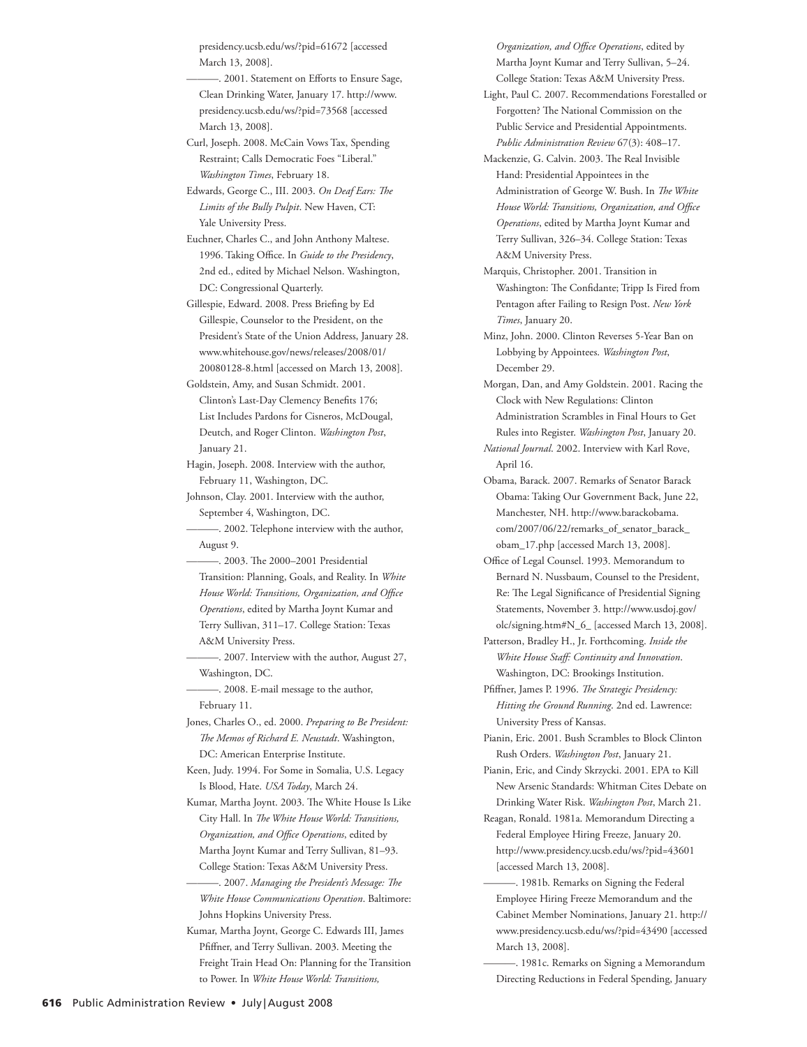presidency.ucsb.edu/ws/?pid=61672 [accessed March 13, 2008].

———. 2001. Statement on Efforts to Ensure Sage, Clean Drinking Water, January 17. http://www.presidency.ucsb.edu/ws/?pid=73568 [accessed March 13, 2008].

Curl, Joseph. 2008. McCain Vows Tax, Spending Restraint; Calls Democratic Foes "Liberal." *Washington Times*, February 18.

Edwards, George C., III. 2003. *On Deaf Ears: The Limits of the Bully Pulpit*. New Haven, CT: Yale University Press.

Euchner, Charles C., and John Anthony Maltese. 1996. Taking Office. In *Guide to the Presidency*, 2nd ed., edited by Michael Nelson. Washington, DC: Congressional Quarterly.

Gillespie, Edward. 2008. Press Briefing by Ed Gillespie, Counselor to the President, on the President's State of the Union Address, January 28. www.whitehouse.gov/news/releases/2008/01/20080128-8.html [accessed on March 13, 2008].

Goldstein, Amy, and Susan Schmidt. 2001. Clinton's Last-Day Clemency Benefits 176; List Includes Pardons for Cisneros, McDougal, Deutch, and Roger Clinton. *Washington Post*, January 21.

Hagin, Joseph. 2008. Interview with the author, February 11, Washington, DC.

Johnson, Clay. 2001. Interview with the author, September 4, Washington, DC.

———. 2002. Telephone interview with the author, August 9.

———. 2003. The 2000–2001 Presidential Transition: Planning, Goals, and Reality. In *White House World: Transitions, Organization, and Office Operations*, edited by Martha Joynt Kumar and Terry Sullivan, 311–17. College Station: Texas A&M University Press.

———. 2007. Interview with the author, August 27, Washington, DC.

———. 2008. E-mail message to the author, February 11.

Jones, Charles O., ed. 2000. *Preparing to Be President: The Memos of Richard E. Neustadt*. Washington, DC: American Enterprise Institute.

Keen, Judy. 1994. For Some in Somalia, U.S. Legacy Is Blood, Hate. *USA Today*, March 24.

Kumar, Martha Joynt. 2003. The White House Is Like City Hall. In *The White House World: Transitions, Organization, and Office Operations*, edited by Martha Joynt Kumar and Terry Sullivan, 81–93. College Station: Texas A&M University Press.

———. 2007. *Managing the President's Message: The White House Communications Operation*. Baltimore: Johns Hopkins University Press.

Kumar, Martha Joynt, George C. Edwards III, James Pfiffner, and Terry Sullivan. 2003. Meeting the Freight Train Head On: Planning for the Transition to Power. In *White House World: Transitions, Organization, and Office Operations*, edited by Martha Joynt Kumar and Terry Sullivan, 5–24. College Station: Texas A&M University Press.

Light, Paul C. 2007. Recommendations Forestalled or Forgotten? The National Commission on the Public Service and Presidential Appointments. *Public Administration Review* 67(3): 408–17.

Mackenzie, G. Calvin. 2003. The Real Invisible Hand: Presidential Appointees in the Administration of George W. Bush. In *The White House World: Transitions, Organization, and Office Operations*, edited by Martha Joynt Kumar and Terry Sullivan, 326–34. College Station: Texas A&M University Press.

Marquis, Christopher. 2001. Transition in Washington: The Confidante; Tripp Is Fired from Pentagon after Failing to Resign Post. *New York Times*, January 20.

Minz, John. 2000. Clinton Reverses 5-Year Ban on Lobbying by Appointees. *Washington Post*, December 29.

Morgan, Dan, and Amy Goldstein. 2001. Racing the Clock with New Regulations: Clinton Administration Scrambles in Final Hours to Get Rules into Register. *Washington Post*, January 20.

*National Journal*. 2002. Interview with Karl Rove, April 16.

Obama, Barack. 2007. Remarks of Senator Barack Obama: Taking Our Government Back, June 22, Manchester, NH. http://www.barackobama.com/2007/06/22/remarks_of_senator_barack_obam_17.php [accessed March 13, 2008].

Office of Legal Counsel. 1993. Memorandum to Bernard N. Nussbaum, Counsel to the President, Re: The Legal Significance of Presidential Signing Statements, November 3. http://www.usdoj.gov/olc/signing.htm#N_6_ [accessed March 13, 2008].

Patterson, Bradley H., Jr. Forthcoming. *Inside the White House Staff: Continuity and Innovation*. Washington, DC: Brookings Institution.

Pfiffner, James P. 1996. *The Strategic Presidency: Hitting the Ground Running*. 2nd ed. Lawrence: University Press of Kansas.

Pianin, Eric. 2001. Bush Scrambles to Block Clinton Rush Orders. *Washington Post*, January 21.

Pianin, Eric, and Cindy Skrzycki. 2001. EPA to Kill New Arsenic Standards: Whitman Cites Debate on Drinking Water Risk. *Washington Post*, March 21.

Reagan, Ronald. 1981a. Memorandum Directing a Federal Employee Hiring Freeze, January 20. http://www.presidency.ucsb.edu/ws/?pid=43601 [accessed March 13, 2008].

———. 1981b. Remarks on Signing the Federal Employee Hiring Freeze Memorandum and the Cabinet Member Nominations, January 21. http://www.presidency.ucsb.edu/ws/?pid=43490 [accessed March 13, 2008].

———. 1981c. Remarks on Signing a Memorandum Directing Reductions in Federal Spending, January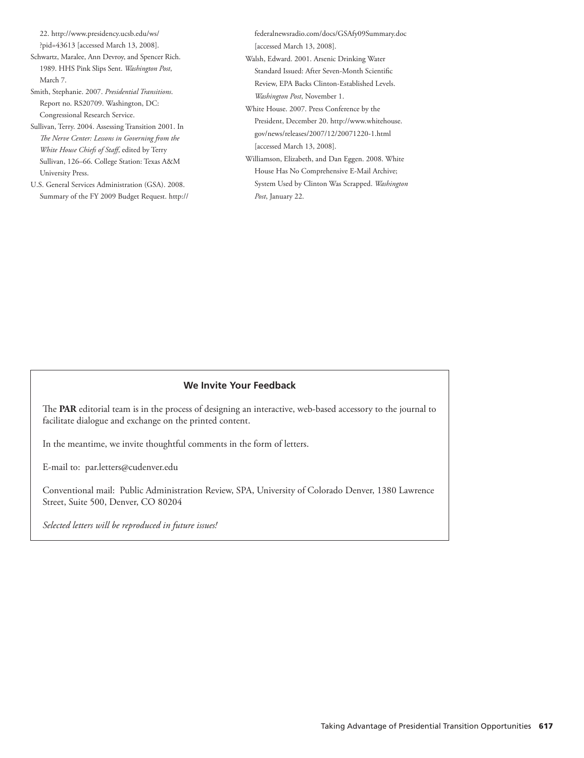22. http://www.presidency.ucsb.edu/ws/?pid=43613 [accessed March 13, 2008].

Schwartz, Maralee, Ann Devroy, and Spencer Rich. 1989. HHS Pink Slips Sent. *Washington Post*, March 7.

Smith, Stephanie. 2007. *Presidential Transitions*. Report no. RS20709. Washington, DC: Congressional Research Service.

Sullivan, Terry. 2004. Assessing Transition 2001. In *The Nerve Center: Lessons in Governing from the White House Chiefs of Staff*, edited by Terry Sullivan, 126–66. College Station: Texas A&M University Press.

U.S. General Services Administration (GSA). 2008. Summary of the FY 2009 Budget Request. http://federalnewsradio.com/docs/GSAfy09Summary.doc [accessed March 13, 2008].

Walsh, Edward. 2001. Arsenic Drinking Water Standard Issued: After Seven-Month Scientific Review, EPA Backs Clinton-Established Levels. *Washington Post*, November 1.

White House. 2007. Press Conference by the President, December 20. http://www.whitehouse.gov/news/releases/2007/12/20071220-1.html [accessed March 13, 2008].

Williamson, Elizabeth, and Dan Eggen. 2008. White House Has No Comprehensive E-Mail Archive; System Used by Clinton Was Scrapped. *Washington Post*, January 22.

**We Invite Your Feedback**

The **PAR** editorial team is in the process of designing an interactive, web-based accessory to the journal to facilitate dialogue and exchange on the printed content.

In the meantime, we invite thoughtful comments in the form of letters.

E-mail to: par.letters@cudenver.edu

Conventional mail: Public Administration Review, SPA, University of Colorado Denver, 1380 Lawrence Street, Suite 500, Denver, CO 80204

*Selected letters will be reproduced in future issues!*